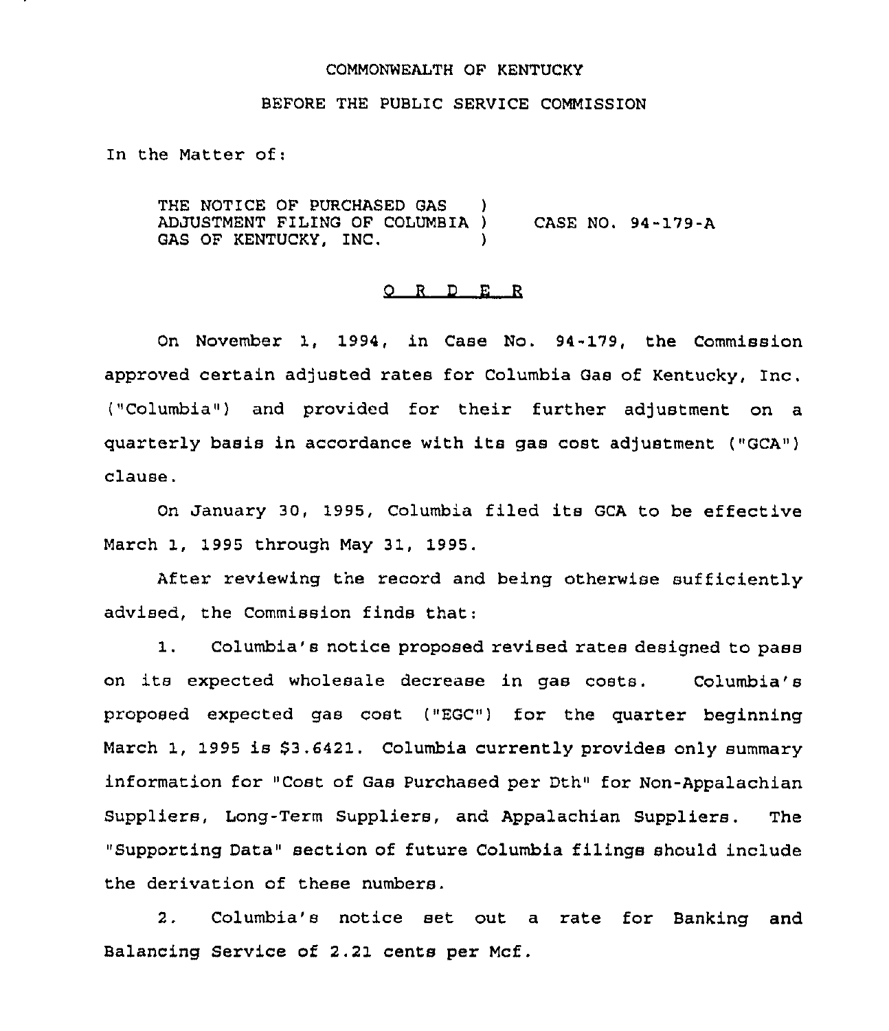COMMONWEALTH OF KENTUCKY

BEFORE THE PUBLIC SERVICE COMMISSION

In the Matter of:

THE NOTICE OF PURCHASED GAS ADJUSTMENT FILING OF COLUMBIA GAS OF KENTUCKY, INC. ) CASE NO. 94-179-A

## O R D E R

On November 1, 1994, in Case No. 94-179, the Commission approved certain adjusted rates for Columbia Gas of Kentucky, Inc. ("Columbia") and provided for their further adjustment on a quarterly basis in accordance with its gas cost adjustment ("GCA") clause.

On January 30, 1995, Columbia filed its GCA to be effective March 1, 1995 through May 31, 1995.

After reviewing the record and being otherwise sufficiently advised, the Commission finds that:

1. Columbia's notice proposed revised rates designed to pass on its expected wholesale decrease in gas costs. Columbia's proposed expected gas cost ("EGC") for the quarter beginning March 1, 1995 is $3.6421. Columbia currently provides only summary information for "Cost of Gas Purchased per Dth" for Non-Appalachian Suppliers, Long-Term Suppliers, and Appalachian Suppliers. The "Supporting Data" section of future Columbia filings should include the derivation of these numbers.

2. Columbia's notice set out a rate for Banking and Balancing Service of 2.21 cents per Mcf.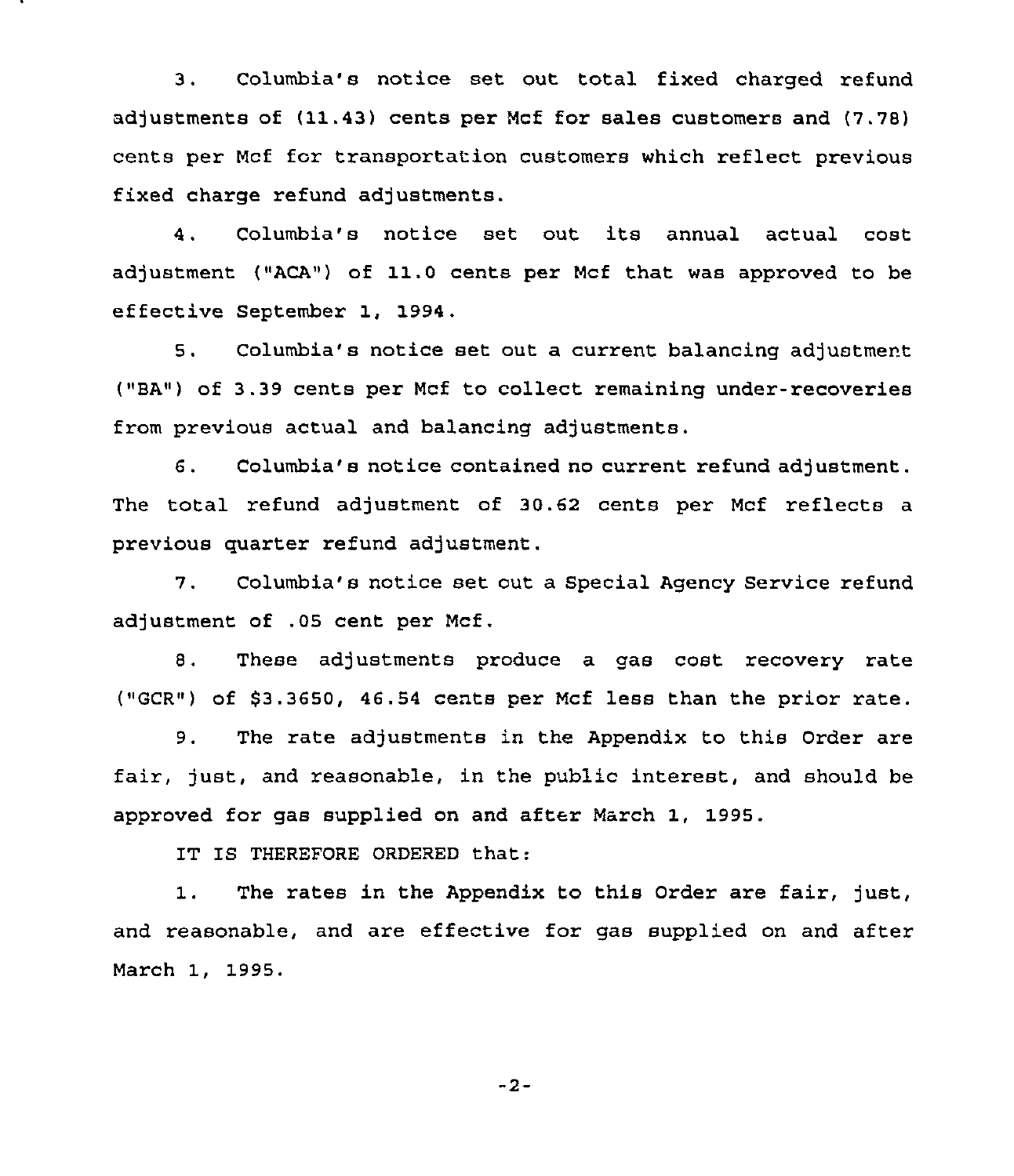3. Columbia's notice set out total fixed charged refund adjustments of (11.43) cents per Mcf for sales customers and (7.78) cents per Mcf for transportation customers which reflect previous fixed charge refund adjustments.

4. Columbia's notice set out its annual actual cost adjustment ("ACA") of 11.0 cents per Mcf that was approved to be effective September 1, 1994.

5. Columbia's notice set out a current balancing adjustment ("BA") of 3.39 cents per Mcf to collect remaining under-recoveries from previous actual and balancing adjustments.

6. Columbia's notice contained no current refund adjustment. The total refund adjustment of 30.62 cents per Mcf reflects a previous quarter refund adjustment.

7. Columbia's notice set out a Special Agency Service refund adjustment of .05 cent per Mcf.

8. These adjustments produce a gas cost recovery rate ("GCR") of $3.3650, 46.54 cents per Mcf less than the prior rate.

9. The rate adjustments in the Appendix to this Order are fair, just, and reasonable, in the public interest, and should be approved for gas supplied on and after March 1, 1995.

IT IS THEREFORE ORDERED that:

1. The rates in the Appendix to this Order are fair, just, and reasonable, and are effective for gas supplied on and after March 1, 1995.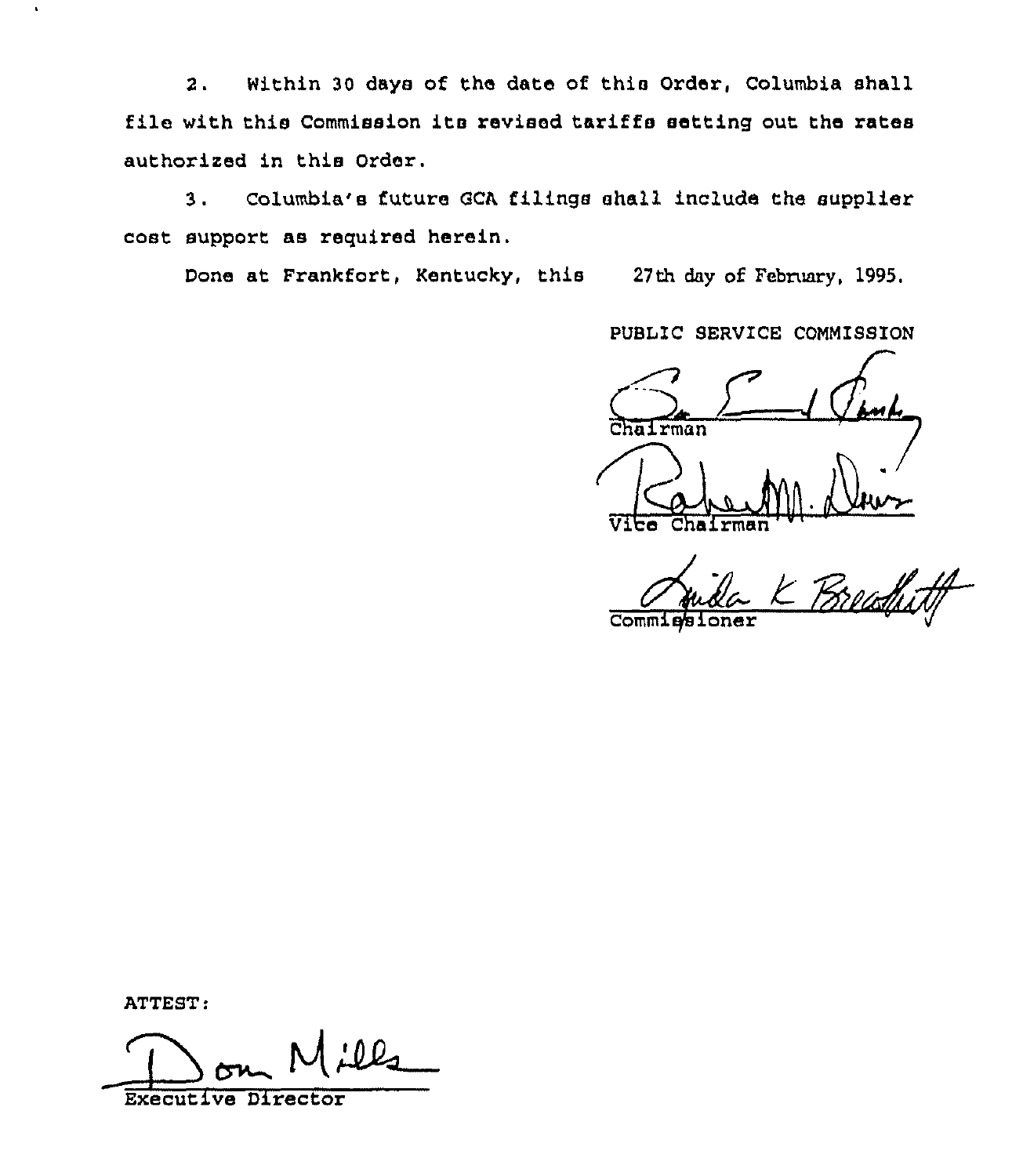2. Within 30 days of the date of this Order, Columbia shall file with this Commission its revised tariffs setting out the rates authorized in this Order.

3. Columbia's future GCA filings shall include the supplier cost support as required herein.

Done at Frankfort, Kentucky, this 27th day of February, 1995.

PUBLIC SERVICE COMMISSION

Chairman

Vice Chairman

Commissioner

ATTEST:

Executive Director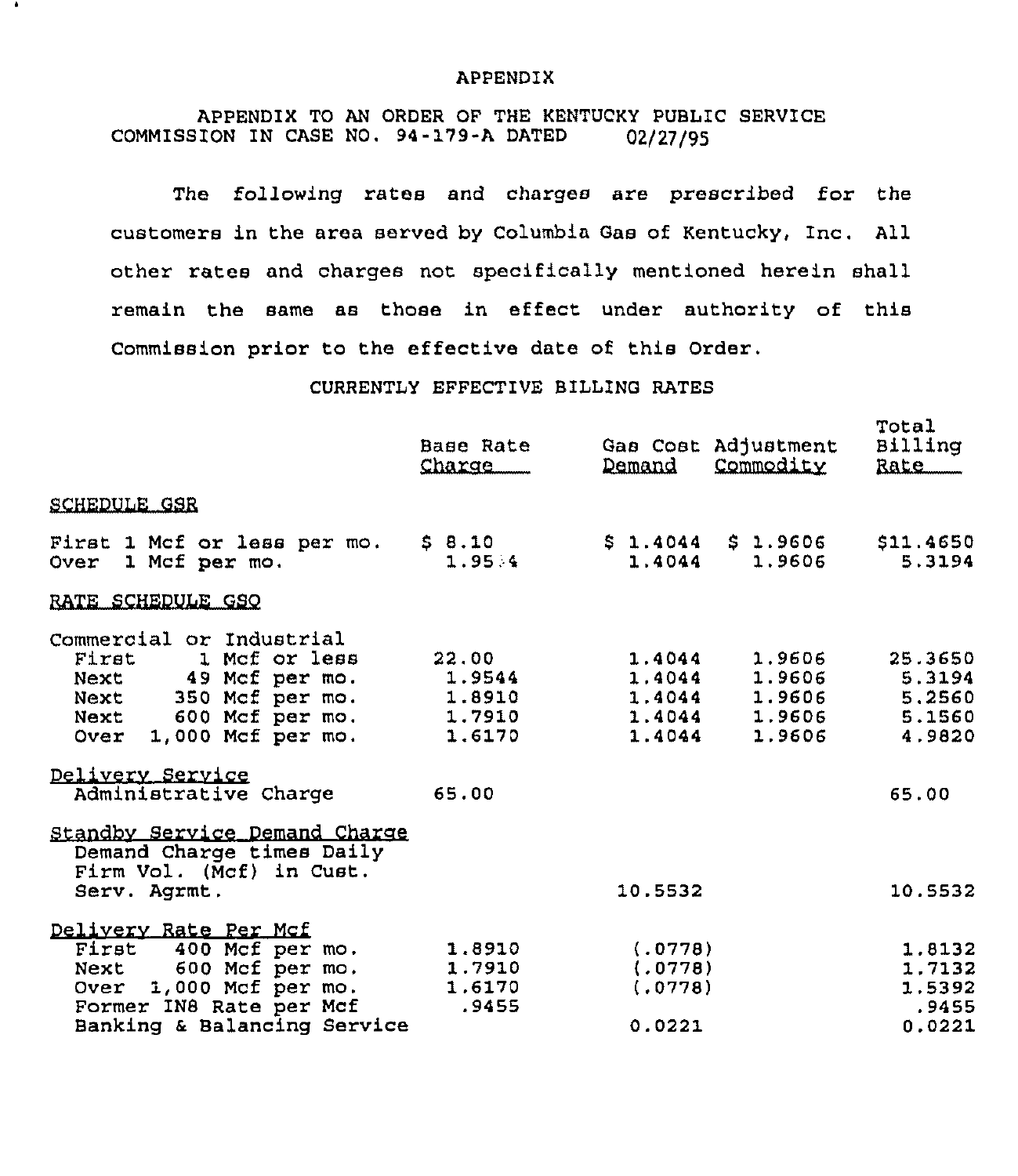# APPENDIX

APPENDIX TO AN ORDER OF THE KENTUCKY PUBLIC SERVICE COMMISSION IN CASE NO. 94-179-A DATED 02/27/95

The following rates and charges are prescribed for the customers in the area served by Columbia Gas of Kentucky, Inc. All other rates and charges not specifically mentioned herein shall remain the same as those in effect under authority of this Commission prior to the effective date of this Order.

## CURRENTLY EFFECTIVE BILLING RATES

| | Base Rate Charge | Gas Cost Adjustment Demand | Gas Cost Adjustment Commodity | Total Billing Rate |
|---|---|---|---|---|
| **SCHEDULE GSR** | | | | |
| First 1 Mcf or less per mo. | $ 8.10 | $ 1.4044 | $ 1.9606 | $11.4650 |
| Over 1 Mcf per mo. | 1.9544 | 1.4044 | 1.9606 | 5.3194 |
| **RATE SCHEDULE GSO** | | | | |
| Commercial or Industrial | | | | |
| First 1 Mcf or less | 22.00 | 1.4044 | 1.9606 | 25.3650 |
| Next 49 Mcf per mo. | 1.9544 | 1.4044 | 1.9606 | 5.3194 |
| Next 350 Mcf per mo. | 1.8910 | 1.4044 | 1.9606 | 5.2560 |
| Next 600 Mcf per mo. | 1.7910 | 1.4044 | 1.9606 | 5.1560 |
| Over 1,000 Mcf per mo. | 1.6170 | 1.4044 | 1.9606 | 4.9820 |
| **Delivery Service** | | | | |
| Administrative Charge | 65.00 | | | 65.00 |
| **Standby Service Demand Charge** | | | | |
| Demand Charge times Daily Firm Vol. (Mcf) in Cust. Serv. Agrmt. | | 10.5532 | | 10.5532 |
| **Delivery Rate Per Mcf** | | | | |
| First 400 Mcf per mo. | 1.8910 | (.0778) | | 1.8132 |
| Next 600 Mcf per mo. | 1.7910 | (.0778) | | 1.7132 |
| Over 1,000 Mcf per mo. | 1.6170 | (.0778) | | 1.5392 |
| Former IN8 Rate per Mcf | .9455 | | | .9455 |
| Banking & Balancing Service | | 0.0221 | | 0.0221 |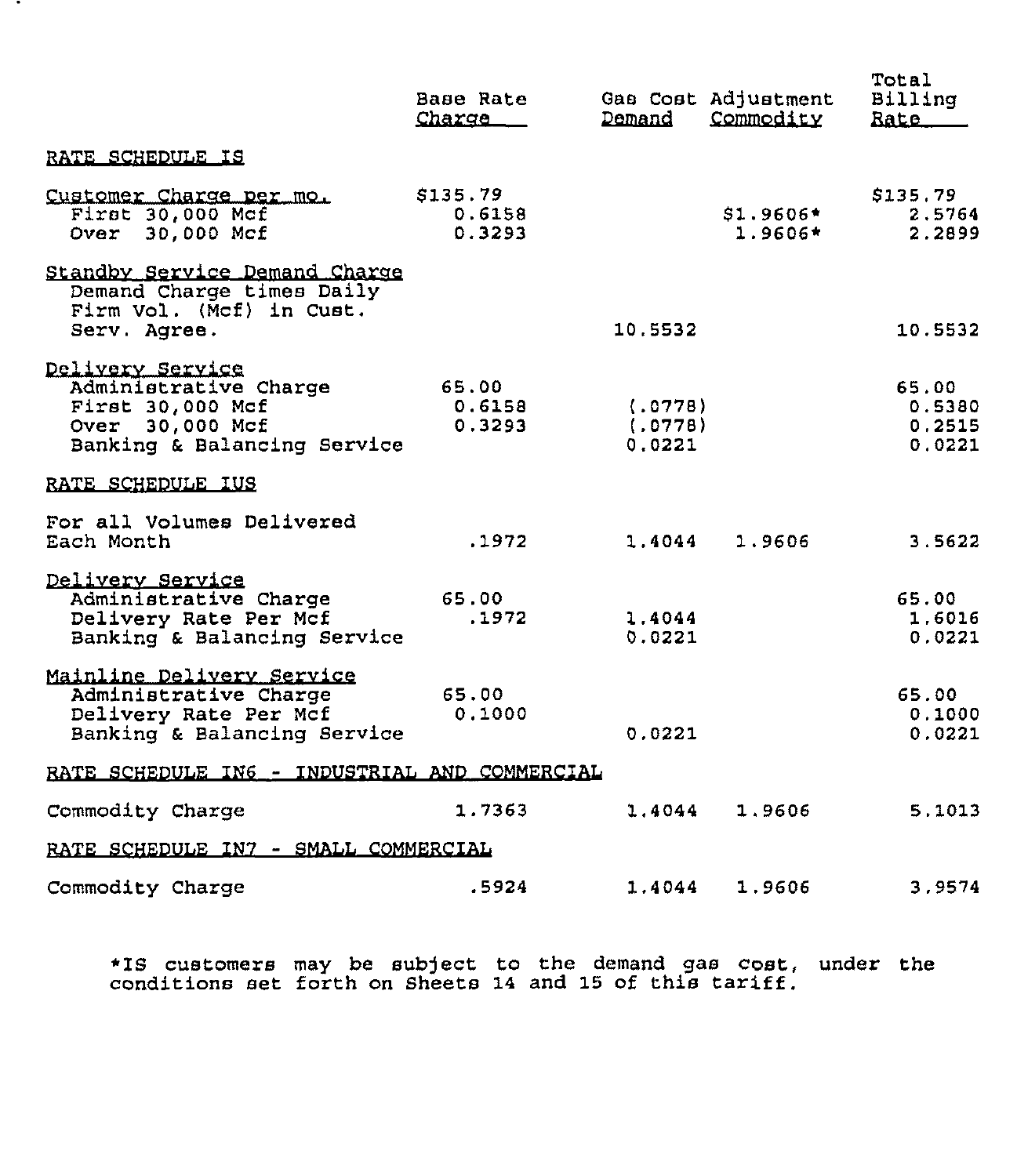| | Base Rate Charge | Gas Cost Adjustment Demand | Gas Cost Adjustment Commodity | Total Billing Rate |
|---|---|---|---|---|
| RATE SCHEDULE IS | | | | |
| Customer Charge per mo. | $135.79 | | | $135.79 |
| First 30,000 Mcf | 0.6158 | | $1.9606* | 2.5764 |
| Over 30,000 Mcf | 0.3293 | | 1.9606* | 2.2899 |
| Standby Service Demand Charge | | | | |
| Demand Charge times Daily Firm Vol. (Mcf) in Cust. Serv. Agree. | | 10.5532 | | 10.5532 |
| Delivery Service | | | | |
| Administrative Charge | 65.00 | | | 65.00 |
| First 30,000 Mcf | 0.6158 | (.0778) | | 0.5380 |
| Over 30,000 Mcf | 0.3293 | (.0778) | | 0.2515 |
| Banking & Balancing Service | | 0.0221 | | 0.0221 |
| RATE SCHEDULE IUS | | | | |
| For all Volumes Delivered Each Month | .1972 | 1.4044 | 1.9606 | 3.5622 |
| Delivery Service | | | | |
| Administrative Charge | 65.00 | | | 65.00 |
| Delivery Rate Per Mcf | .1972 | 1.4044 | | 1.6016 |
| Banking & Balancing Service | | 0.0221 | | 0.0221 |
| Mainline Delivery Service | | | | |
| Administrative Charge | 65.00 | | | 65.00 |
| Delivery Rate Per Mcf | 0.1000 | | | 0.1000 |
| Banking & Balancing Service | | 0.0221 | | 0.0221 |
| RATE SCHEDULE IN6 - INDUSTRIAL AND COMMERCIAL | | | | |
| Commodity Charge | 1.7363 | 1.4044 | 1.9606 | 5.1013 |
| RATE SCHEDULE IN7 - SMALL COMMERCIAL | | | | |
| Commodity Charge | .5924 | 1.4044 | 1.9606 | 3.9574 |

*IS customers may be subject to the demand gas cost, under the conditions set forth on Sheets 14 and 15 of this tariff.